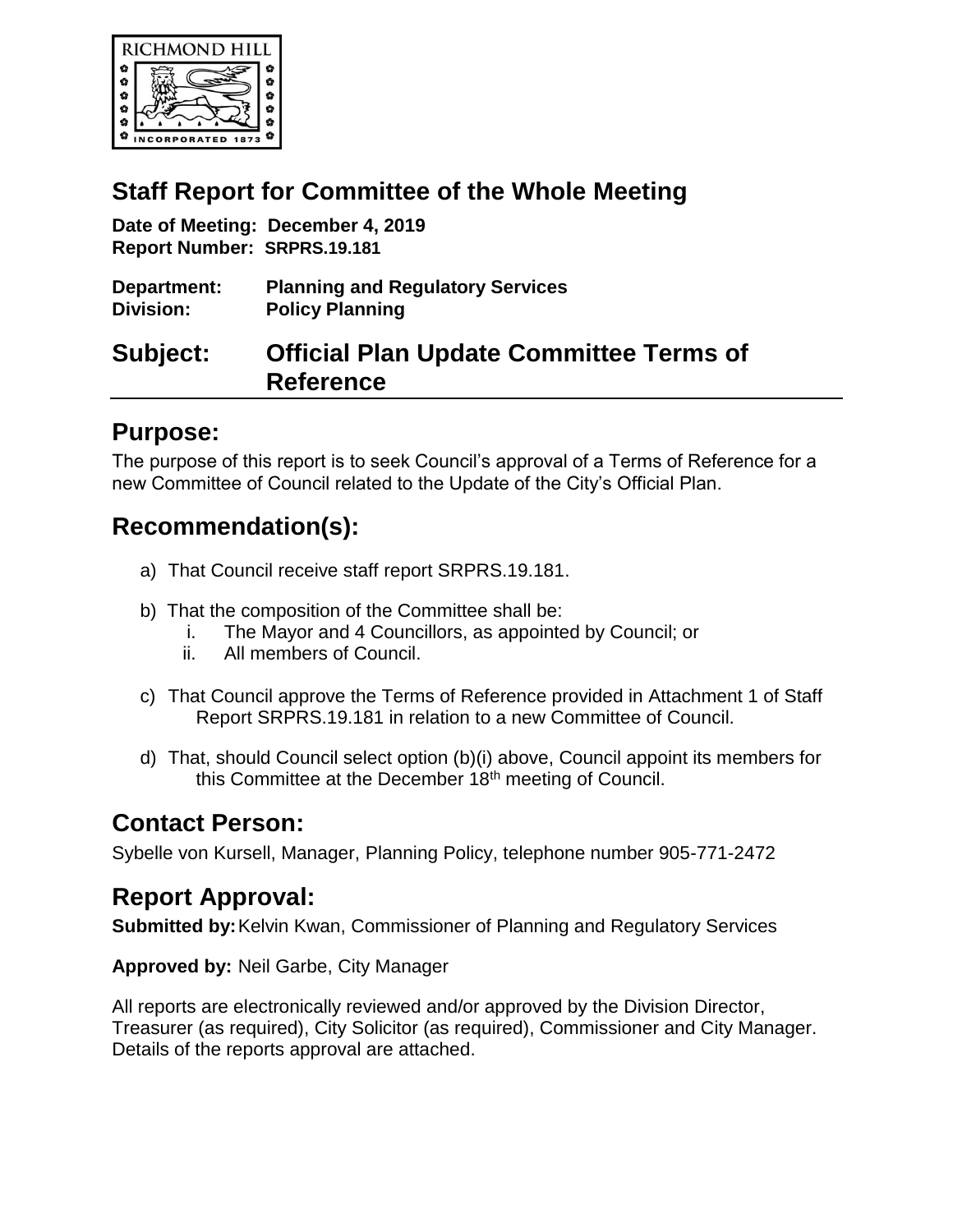# Staff Report for Committee of the Whole Meeting

**Date of Meeting: December 4, 2019**
**Report Number: SRPRS.19.181**

**Department:** **Planning and Regulatory Services**
**Division:** **Policy Planning**

# Subject: Official Plan Update Committee Terms of Reference

## Purpose:

The purpose of this report is to seek Council's approval of a Terms of Reference for a new Committee of Council related to the Update of the City's Official Plan.

## Recommendation(s):

a) That Council receive staff report SRPRS.19.181.

b) That the composition of the Committee shall be:
   i. The Mayor and 4 Councillors, as appointed by Council; or
   ii. All members of Council.

c) That Council approve the Terms of Reference provided in Attachment 1 of Staff Report SRPRS.19.181 in relation to a new Committee of Council.

d) That, should Council select option (b)(i) above, Council appoint its members for this Committee at the December 18th meeting of Council.

## Contact Person:

Sybelle von Kursell, Manager, Planning Policy, telephone number 905-771-2472

## Report Approval:

**Submitted by:** Kelvin Kwan, Commissioner of Planning and Regulatory Services

**Approved by:** Neil Garbe, City Manager

All reports are electronically reviewed and/or approved by the Division Director, Treasurer (as required), City Solicitor (as required), Commissioner and City Manager. Details of the reports approval are attached.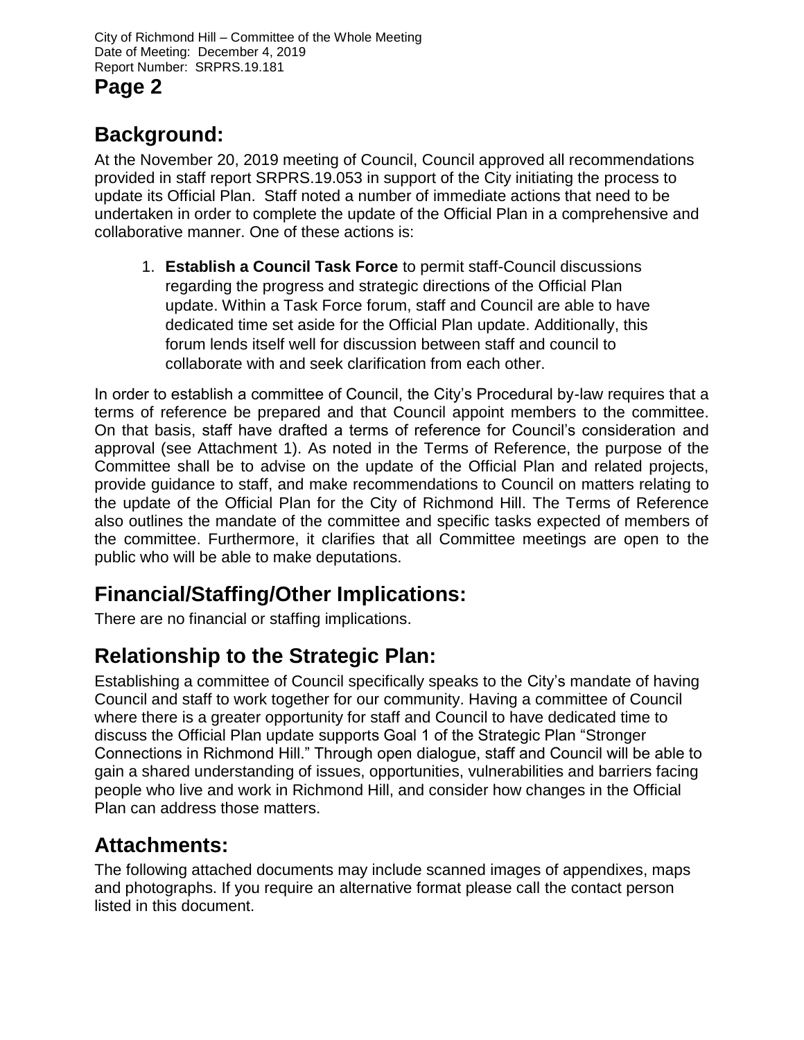## Background:

At the November 20, 2019 meeting of Council, Council approved all recommendations provided in staff report SRPRS.19.053 in support of the City initiating the process to update its Official Plan. Staff noted a number of immediate actions that need to be undertaken in order to complete the update of the Official Plan in a comprehensive and collaborative manner. One of these actions is:

1. **Establish a Council Task Force** to permit staff-Council discussions regarding the progress and strategic directions of the Official Plan update. Within a Task Force forum, staff and Council are able to have dedicated time set aside for the Official Plan update. Additionally, this forum lends itself well for discussion between staff and council to collaborate with and seek clarification from each other.

In order to establish a committee of Council, the City's Procedural by-law requires that a terms of reference be prepared and that Council appoint members to the committee. On that basis, staff have drafted a terms of reference for Council's consideration and approval (see Attachment 1). As noted in the Terms of Reference, the purpose of the Committee shall be to advise on the update of the Official Plan and related projects, provide guidance to staff, and make recommendations to Council on matters relating to the update of the Official Plan for the City of Richmond Hill. The Terms of Reference also outlines the mandate of the committee and specific tasks expected of members of the committee. Furthermore, it clarifies that all Committee meetings are open to the public who will be able to make deputations.

## Financial/Staffing/Other Implications:

There are no financial or staffing implications.

## Relationship to the Strategic Plan:

Establishing a committee of Council specifically speaks to the City's mandate of having Council and staff to work together for our community. Having a committee of Council where there is a greater opportunity for staff and Council to have dedicated time to discuss the Official Plan update supports Goal 1 of the Strategic Plan "Stronger Connections in Richmond Hill." Through open dialogue, staff and Council will be able to gain a shared understanding of issues, opportunities, vulnerabilities and barriers facing people who live and work in Richmond Hill, and consider how changes in the Official Plan can address those matters.

## Attachments:

The following attached documents may include scanned images of appendixes, maps and photographs. If you require an alternative format please call the contact person listed in this document.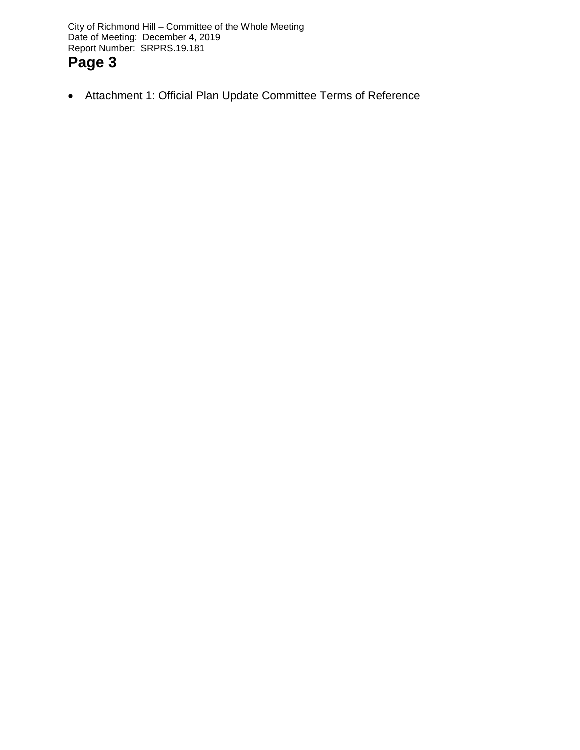- Attachment 1: Official Plan Update Committee Terms of Reference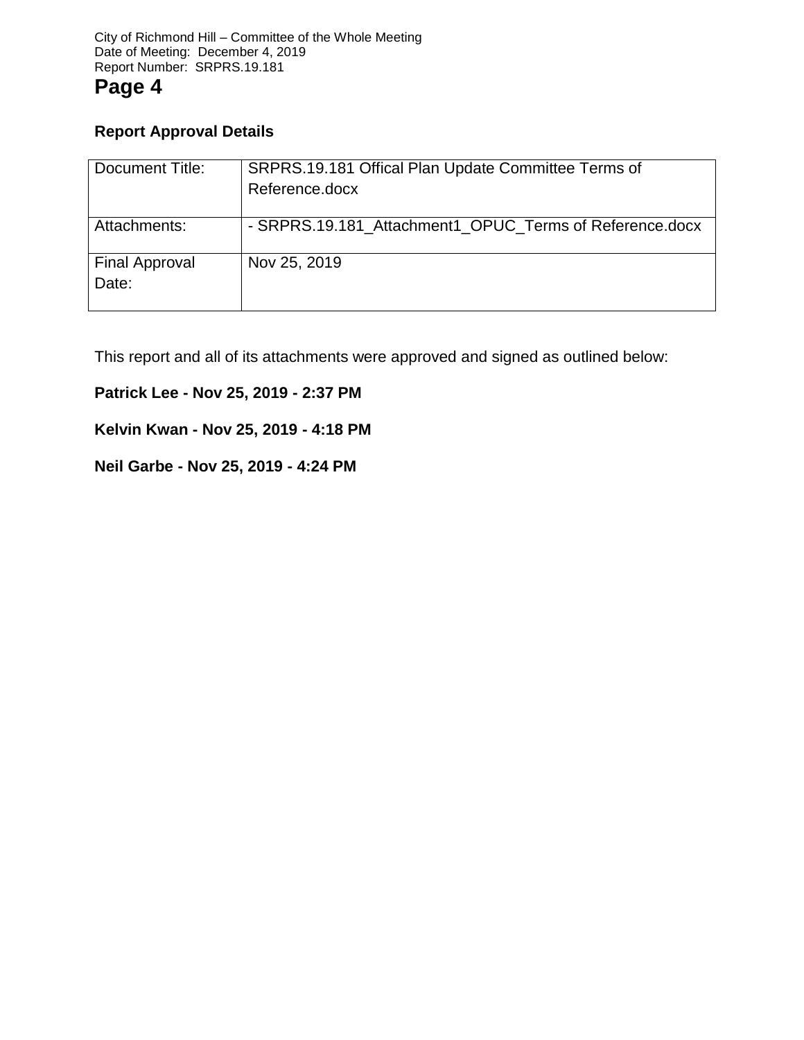**Report Approval Details**

| Document Title: | SRPRS.19.181 Offical Plan Update Committee Terms of Reference.docx |
|---|---|
| Attachments: | - SRPRS.19.181_Attachment1_OPUC_Terms of Reference.docx |
| Final Approval Date: | Nov 25, 2019 |

This report and all of its attachments were approved and signed as outlined below:

**Patrick Lee - Nov 25, 2019 - 2:37 PM**

**Kelvin Kwan - Nov 25, 2019 - 4:18 PM**

**Neil Garbe - Nov 25, 2019 - 4:24 PM**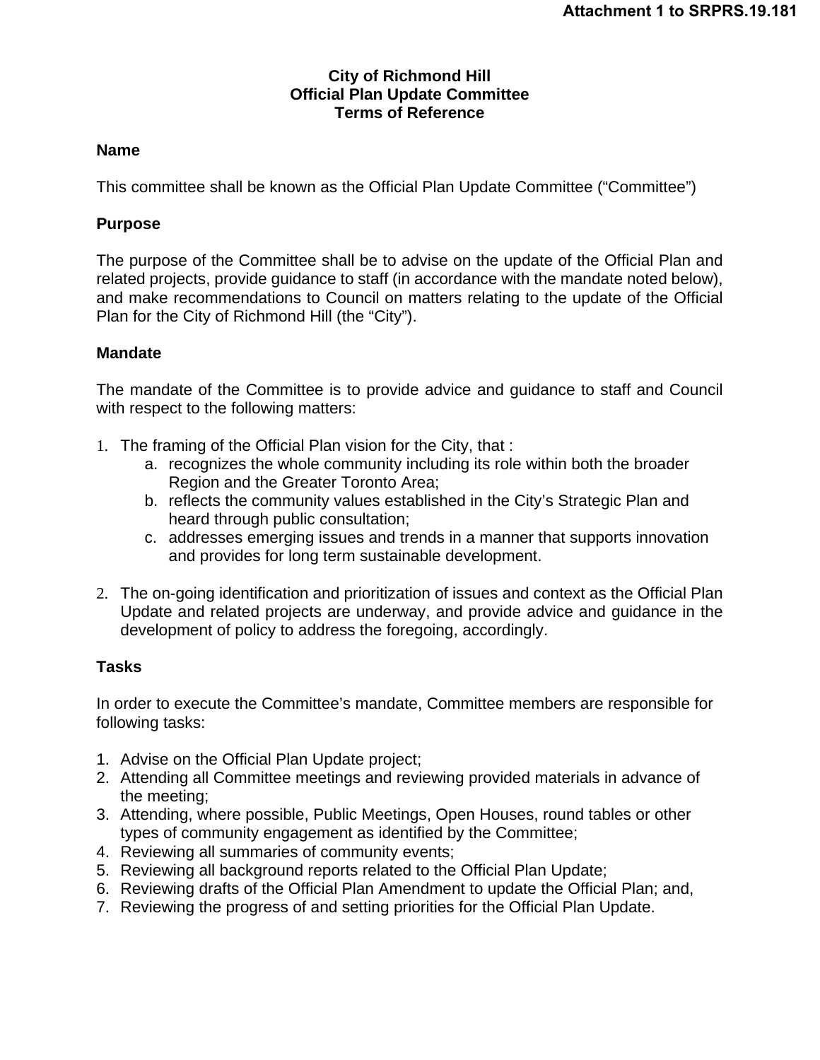Attachment 1 to SRPRS.19.181

**City of Richmond Hill**
**Official Plan Update Committee**
**Terms of Reference**

## Name

This committee shall be known as the Official Plan Update Committee (“Committee”)

## Purpose

The purpose of the Committee shall be to advise on the update of the Official Plan and related projects, provide guidance to staff (in accordance with the mandate noted below), and make recommendations to Council on matters relating to the update of the Official Plan for the City of Richmond Hill (the “City”).

## Mandate

The mandate of the Committee is to provide advice and guidance to staff and Council with respect to the following matters:

1. The framing of the Official Plan vision for the City, that :
   a. recognizes the whole community including its role within both the broader Region and the Greater Toronto Area;
   b. reflects the community values established in the City’s Strategic Plan and heard through public consultation;
   c. addresses emerging issues and trends in a manner that supports innovation and provides for long term sustainable development.

2. The on-going identification and prioritization of issues and context as the Official Plan Update and related projects are underway, and provide advice and guidance in the development of policy to address the foregoing, accordingly.

## Tasks

In order to execute the Committee’s mandate, Committee members are responsible for following tasks:

1. Advise on the Official Plan Update project;
2. Attending all Committee meetings and reviewing provided materials in advance of the meeting;
3. Attending, where possible, Public Meetings, Open Houses, round tables or other types of community engagement as identified by the Committee;
4. Reviewing all summaries of community events;
5. Reviewing all background reports related to the Official Plan Update;
6. Reviewing drafts of the Official Plan Amendment to update the Official Plan; and,
7. Reviewing the progress of and setting priorities for the Official Plan Update.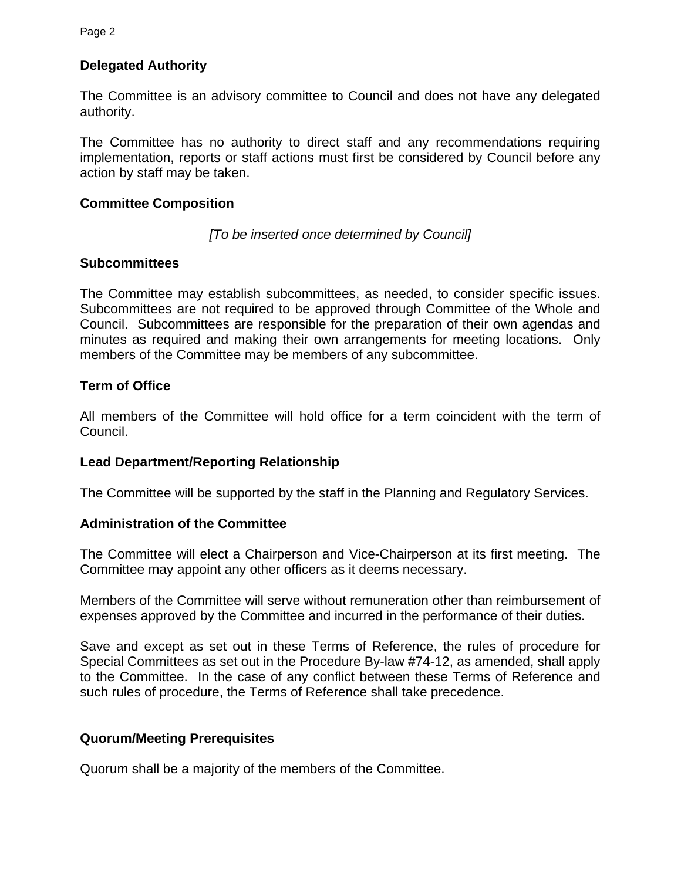**Delegated Authority**

The Committee is an advisory committee to Council and does not have any delegated authority.

The Committee has no authority to direct staff and any recommendations requiring implementation, reports or staff actions must first be considered by Council before any action by staff may be taken.

**Committee Composition**

*[To be inserted once determined by Council]*

**Subcommittees**

The Committee may establish subcommittees, as needed, to consider specific issues. Subcommittees are not required to be approved through Committee of the Whole and Council. Subcommittees are responsible for the preparation of their own agendas and minutes as required and making their own arrangements for meeting locations. Only members of the Committee may be members of any subcommittee.

**Term of Office**

All members of the Committee will hold office for a term coincident with the term of Council.

**Lead Department/Reporting Relationship**

The Committee will be supported by the staff in the Planning and Regulatory Services.

**Administration of the Committee**

The Committee will elect a Chairperson and Vice-Chairperson at its first meeting. The Committee may appoint any other officers as it deems necessary.

Members of the Committee will serve without remuneration other than reimbursement of expenses approved by the Committee and incurred in the performance of their duties.

Save and except as set out in these Terms of Reference, the rules of procedure for Special Committees as set out in the Procedure By-law #74-12, as amended, shall apply to the Committee. In the case of any conflict between these Terms of Reference and such rules of procedure, the Terms of Reference shall take precedence.

**Quorum/Meeting Prerequisites**

Quorum shall be a majority of the members of the Committee.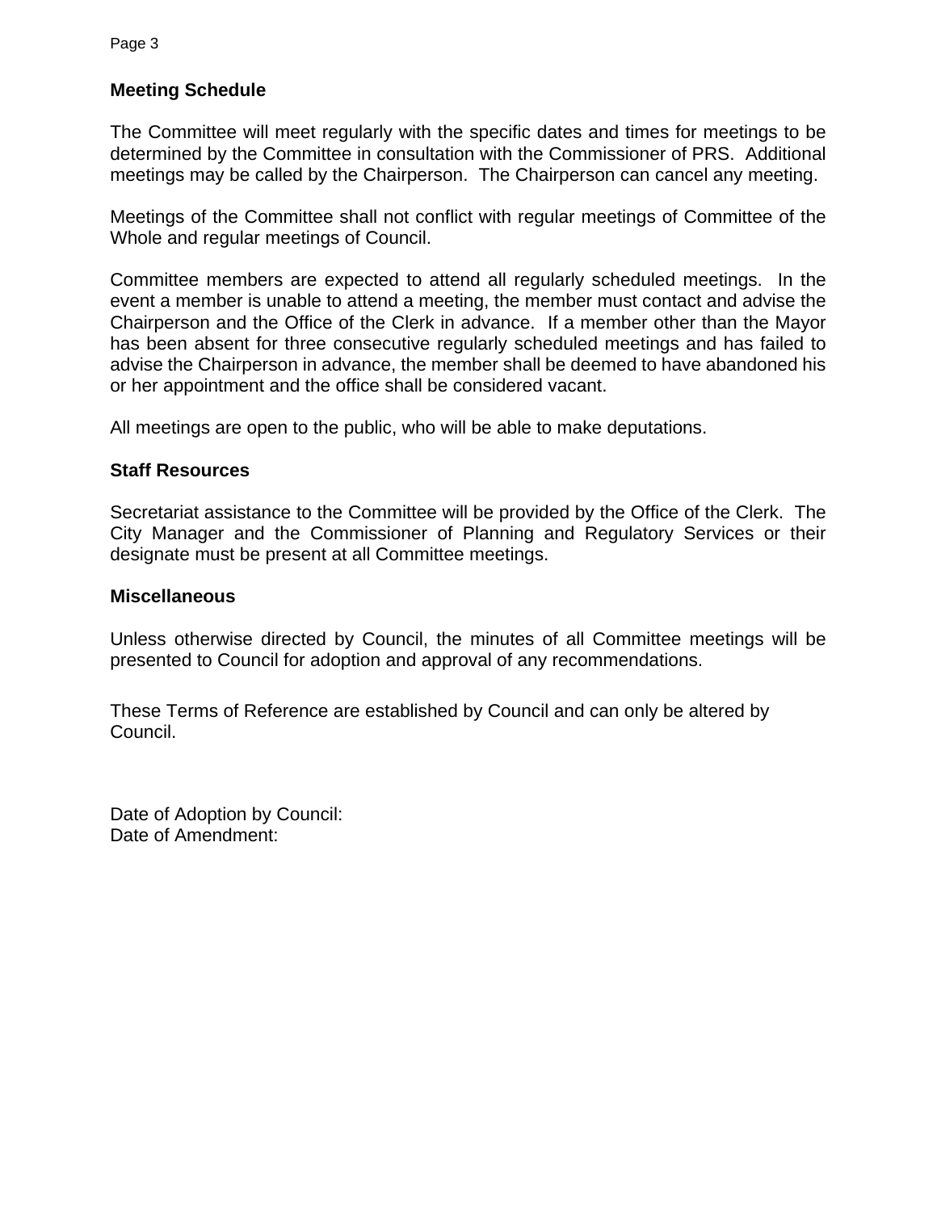## Meeting Schedule

The Committee will meet regularly with the specific dates and times for meetings to be determined by the Committee in consultation with the Commissioner of PRS. Additional meetings may be called by the Chairperson. The Chairperson can cancel any meeting.

Meetings of the Committee shall not conflict with regular meetings of Committee of the Whole and regular meetings of Council.

Committee members are expected to attend all regularly scheduled meetings. In the event a member is unable to attend a meeting, the member must contact and advise the Chairperson and the Office of the Clerk in advance. If a member other than the Mayor has been absent for three consecutive regularly scheduled meetings and has failed to advise the Chairperson in advance, the member shall be deemed to have abandoned his or her appointment and the office shall be considered vacant.

All meetings are open to the public, who will be able to make deputations.

## Staff Resources

Secretariat assistance to the Committee will be provided by the Office of the Clerk. The City Manager and the Commissioner of Planning and Regulatory Services or their designate must be present at all Committee meetings.

## Miscellaneous

Unless otherwise directed by Council, the minutes of all Committee meetings will be presented to Council for adoption and approval of any recommendations.

These Terms of Reference are established by Council and can only be altered by Council.

Date of Adoption by Council:
Date of Amendment: